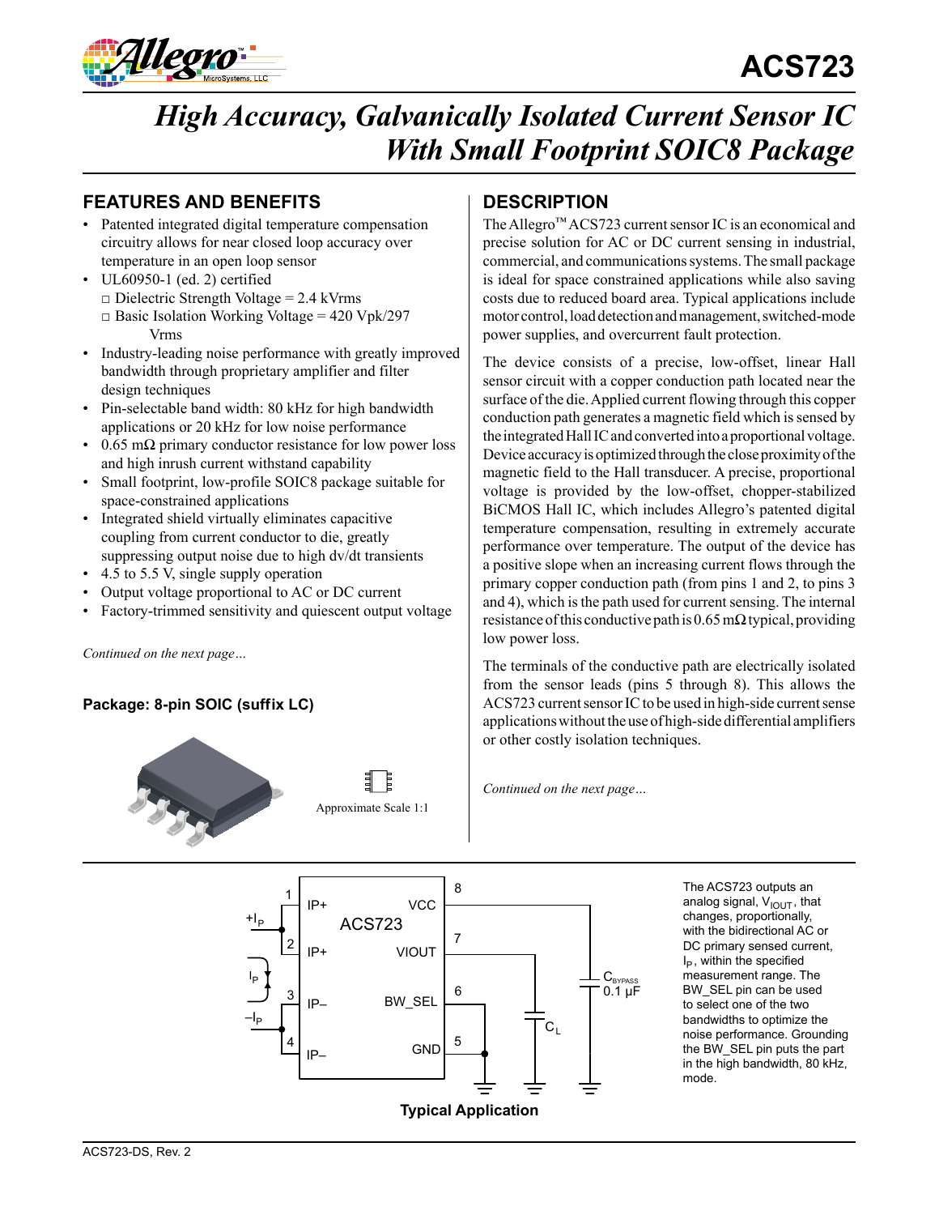# ACS723

## High Accuracy, Galvanically Isolated Current Sensor IC With Small Footprint SOIC8 Package

### FEATURES AND BENEFITS

- Patented integrated digital temperature compensation circuitry allows for near closed loop accuracy over temperature in an open loop sensor
- UL60950-1 (ed. 2) certified
  - □ Dielectric Strength Voltage = 2.4 kVrms
  - □ Basic Isolation Working Voltage = 420 Vpk/297 Vrms
- Industry-leading noise performance with greatly improved bandwidth through proprietary amplifier and filter design techniques
- Pin-selectable band width: 80 kHz for high bandwidth applications or 20 kHz for low noise performance
- 0.65 mΩ primary conductor resistance for low power loss and high inrush current withstand capability
- Small footprint, low-profile SOIC8 package suitable for space-constrained applications
- Integrated shield virtually eliminates capacitive coupling from current conductor to die, greatly suppressing output noise due to high dv/dt transients
- 4.5 to 5.5 V, single supply operation
- Output voltage proportional to AC or DC current
- Factory-trimmed sensitivity and quiescent output voltage

*Continued on the next page…*

**Package: 8-pin SOIC (suffix LC)**

Approximate Scale 1:1

### DESCRIPTION

The Allegro™ ACS723 current sensor IC is an economical and precise solution for AC or DC current sensing in industrial, commercial, and communications systems. The small package is ideal for space constrained applications while also saving costs due to reduced board area. Typical applications include motor control, load detection and management, switched-mode power supplies, and overcurrent fault protection.

The device consists of a precise, low-offset, linear Hall sensor circuit with a copper conduction path located near the surface of the die. Applied current flowing through this copper conduction path generates a magnetic field which is sensed by the integrated Hall IC and converted into a proportional voltage. Device accuracy is optimized through the close proximity of the magnetic field to the Hall transducer. A precise, proportional voltage is provided by the low-offset, chopper-stabilized BiCMOS Hall IC, which includes Allegro's patented digital temperature compensation, resulting in extremely accurate performance over temperature. The output of the device has a positive slope when an increasing current flows through the primary copper conduction path (from pins 1 and 2, to pins 3 and 4), which is the path used for current sensing. The internal resistance of this conductive path is 0.65 mΩ typical, providing low power loss.

The terminals of the conductive path are electrically isolated from the sensor leads (pins 5 through 8). This allows the ACS723 current sensor IC to be used in high-side current sense applications without the use of high-side differential amplifiers or other costly isolation techniques.

*Continued on the next page…*

The ACS723 outputs an analog signal, $V_{IOUT}$, that changes, proportionally, with the bidirectional AC or DC primary sensed current, $I_P$, within the specified measurement range. The BW_SEL pin can be used to select one of the two bandwidths to optimize the noise performance. Grounding the BW_SEL pin puts the part in the high bandwidth, 80 kHz, mode.

**Typical Application**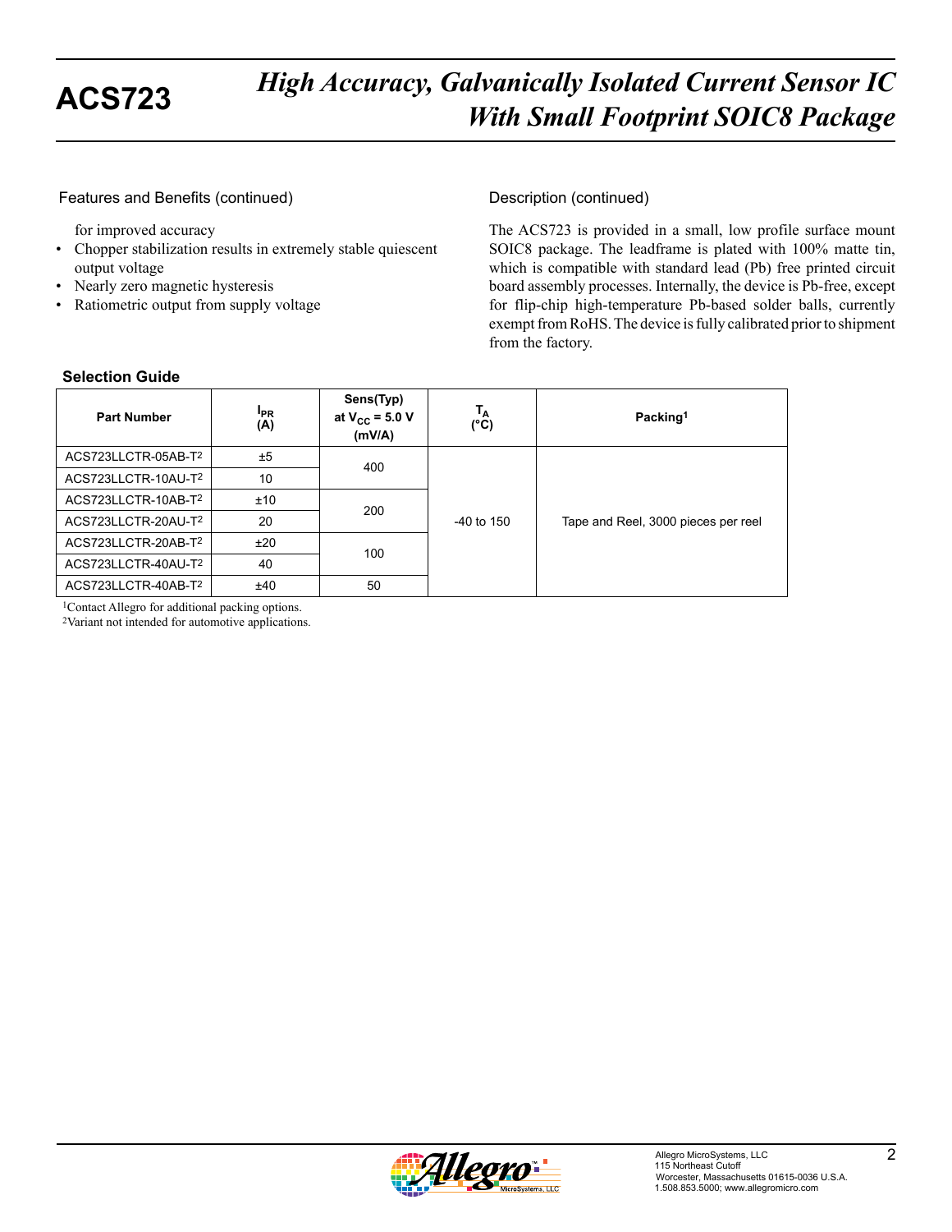## Features and Benefits (continued)

for improved accuracy

- Chopper stabilization results in extremely stable quiescent output voltage
- Nearly zero magnetic hysteresis
- Ratiometric output from supply voltage

## Description (continued)

The ACS723 is provided in a small, low profile surface mount SOIC8 package. The leadframe is plated with 100% matte tin, which is compatible with standard lead (Pb) free printed circuit board assembly processes. Internally, the device is Pb-free, except for flip-chip high-temperature Pb-based solder balls, currently exempt from RoHS. The device is fully calibrated prior to shipment from the factory.

### Selection Guide

| Part Number | $I_{PR}$ (A) | Sens(Typ) at $V_{CC}$ = 5.0 V (mV/A) | $T_A$ (°C) | Packing[1] |
|---|---|---|---|---|
| ACS723LLCTR-05AB-T[2] | ±5 | 400 | -40 to 150 | Tape and Reel, 3000 pieces per reel |
| ACS723LLCTR-10AU-T[2] | 10 | 400 | -40 to 150 | Tape and Reel, 3000 pieces per reel |
| ACS723LLCTR-10AB-T[2] | ±10 | 200 | -40 to 150 | Tape and Reel, 3000 pieces per reel |
| ACS723LLCTR-20AU-T[2] | 20 | 200 | -40 to 150 | Tape and Reel, 3000 pieces per reel |
| ACS723LLCTR-20AB-T[2] | ±20 | 100 | -40 to 150 | Tape and Reel, 3000 pieces per reel |
| ACS723LLCTR-40AU-T[2] | 40 | 100 | -40 to 150 | Tape and Reel, 3000 pieces per reel |
| ACS723LLCTR-40AB-T[2] | ±40 | 50 | -40 to 150 | Tape and Reel, 3000 pieces per reel |

[1]Contact Allegro for additional packing options.
[2]Variant not intended for automotive applications.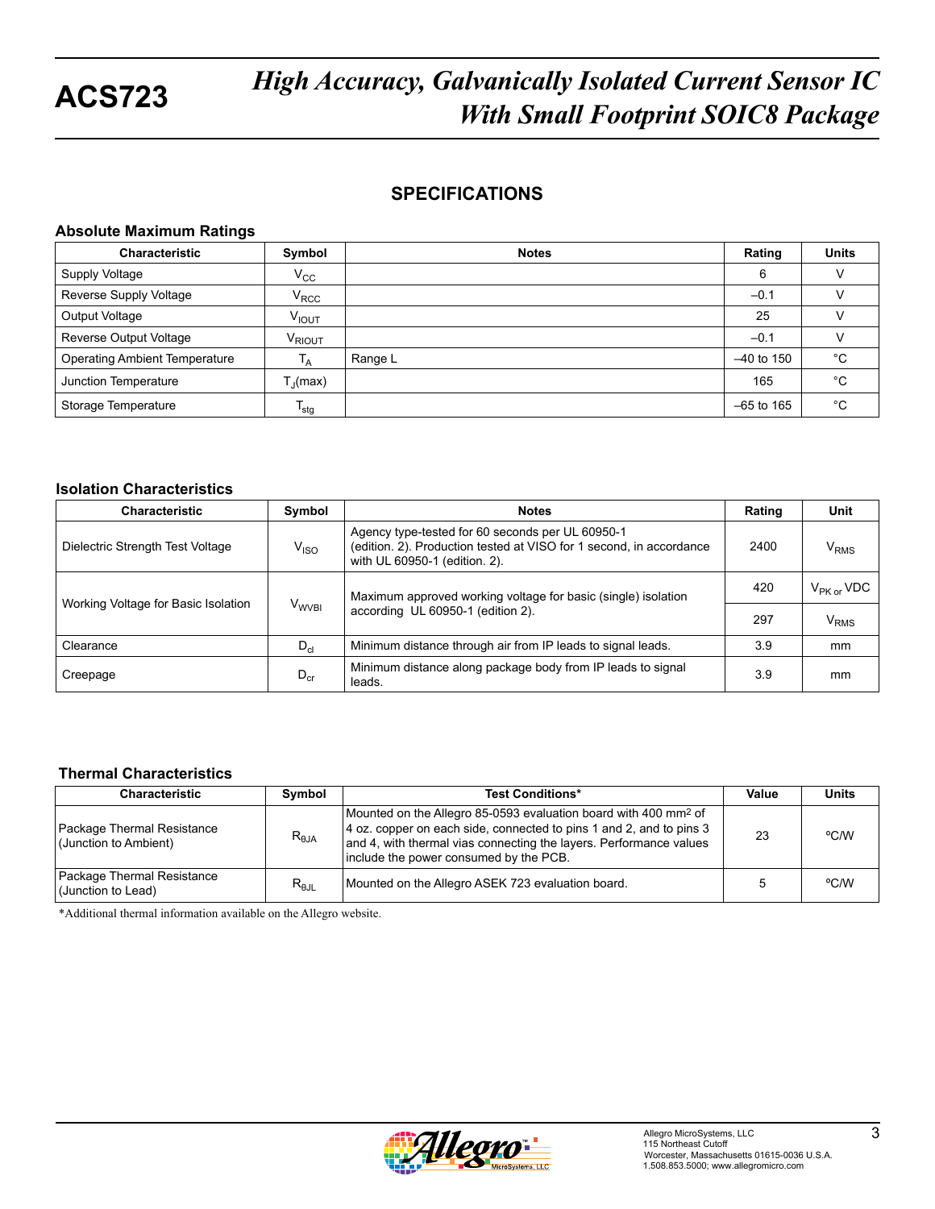## SPECIFICATIONS

### Absolute Maximum Ratings

| Characteristic | Symbol | Notes | Rating | Units |
|---|---|---|---|---|
| Supply Voltage | $V_{CC}$ | | 6 | V |
| Reverse Supply Voltage | $V_{RCC}$ | | –0.1 | V |
| Output Voltage | $V_{IOUT}$ | | 25 | V |
| Reverse Output Voltage | $V_{RIOUT}$ | | –0.1 | V |
| Operating Ambient Temperature | $T_A$ | Range L | –40 to 150 | °C |
| Junction Temperature | $T_J$(max) | | 165 | °C |
| Storage Temperature | $T_{stg}$ | | –65 to 165 | °C |

### Isolation Characteristics

| Characteristic | Symbol | Notes | Rating | Unit |
|---|---|---|---|---|
| Dielectric Strength Test Voltage | $V_{ISO}$ | Agency type-tested for 60 seconds per UL 60950-1 (edition. 2). Production tested at VISO for 1 second, in accordance with UL 60950-1 (edition. 2). | 2400 | $V_{RMS}$ |
| Working Voltage for Basic Isolation | $V_{WVBI}$ | Maximum approved working voltage for basic (single) isolation according UL 60950-1 (edition 2). | 420 | $V_{PK}$ or VDC |
| | | | 297 | $V_{RMS}$ |
| Clearance | $D_{cl}$ | Minimum distance through air from IP leads to signal leads. | 3.9 | mm |
| Creepage | $D_{cr}$ | Minimum distance along package body from IP leads to signal leads. | 3.9 | mm |

### Thermal Characteristics

| Characteristic | Symbol | Test Conditions* | Value | Units |
|---|---|---|---|---|
| Package Thermal Resistance (Junction to Ambient) | $R_{\theta JA}$ | Mounted on the Allegro 85-0593 evaluation board with 400 mm² of 4 oz. copper on each side, connected to pins 1 and 2, and to pins 3 and 4, with thermal vias connecting the layers. Performance values include the power consumed by the PCB. | 23 | ºC/W |
| Package Thermal Resistance (Junction to Lead) | $R_{\theta JL}$ | Mounted on the Allegro ASEK 723 evaluation board. | 5 | ºC/W |

*Additional thermal information available on the Allegro website.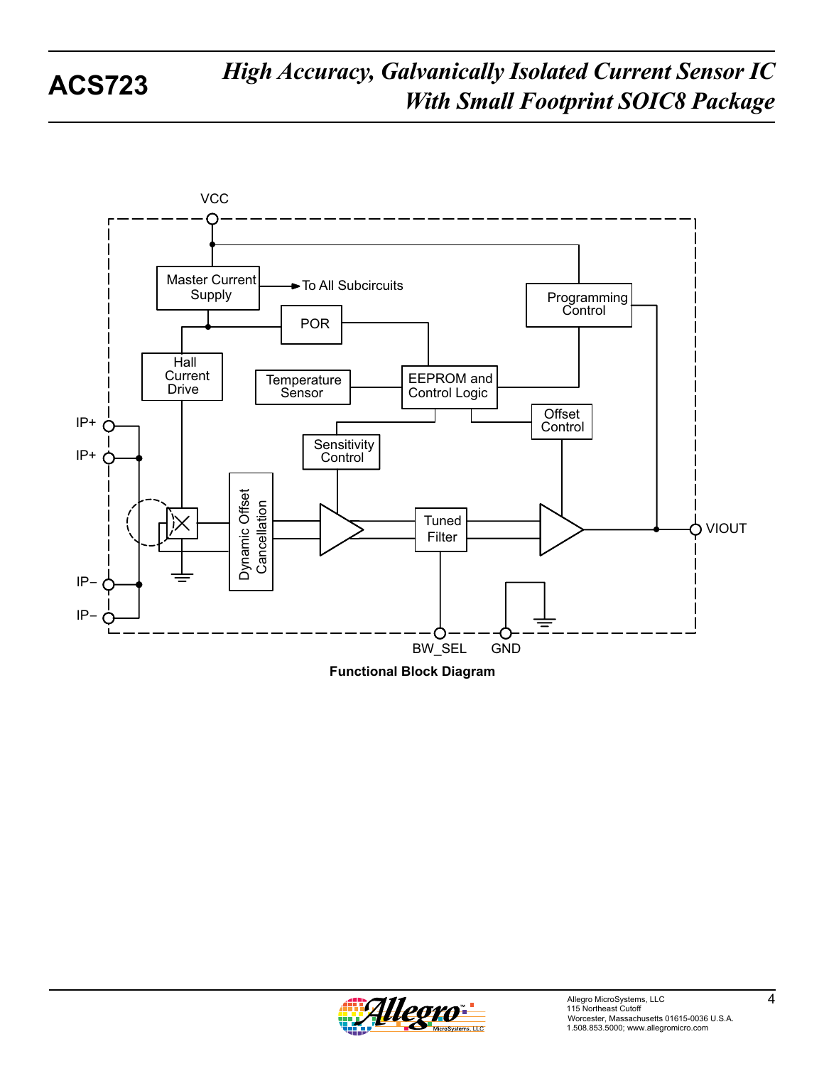VCC

Master Current Supply

To All Subcircuits

Programming Control

POR

Hall Current Drive

Temperature Sensor

EEPROM and Control Logic

Offset Control

IP+

IP+

Sensitivity Control

Dynamic Offset Cancellation

Tuned Filter

VIOUT

IP–

IP–

BW_SEL

GND

**Functional Block Diagram**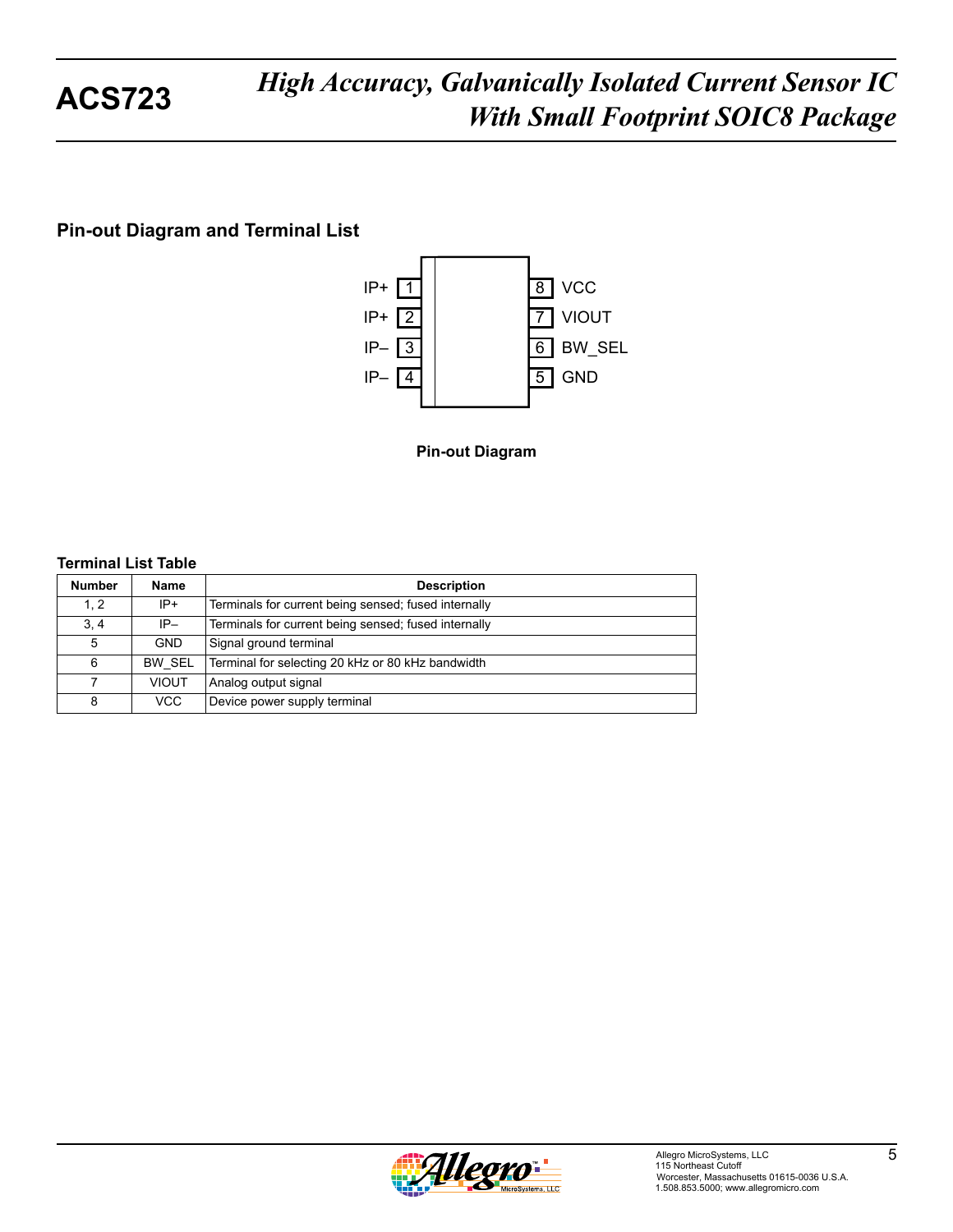## Pin-out Diagram and Terminal List

| Pin | Name | | Pin | Name |
|---|---|---|---|---|
| 1 | IP+ | | 8 | VCC |
| 2 | IP+ | | 7 | VIOUT |
| 3 | IP– | | 6 | BW_SEL |
| 4 | IP– | | 5 | GND |

**Pin-out Diagram**

**Terminal List Table**

| Number | Name | Description |
|---|---|---|
| 1, 2 | IP+ | Terminals for current being sensed; fused internally |
| 3, 4 | IP– | Terminals for current being sensed; fused internally |
| 5 | GND | Signal ground terminal |
| 6 | BW_SEL | Terminal for selecting 20 kHz or 80 kHz bandwidth |
| 7 | VIOUT | Analog output signal |
| 8 | VCC | Device power supply terminal |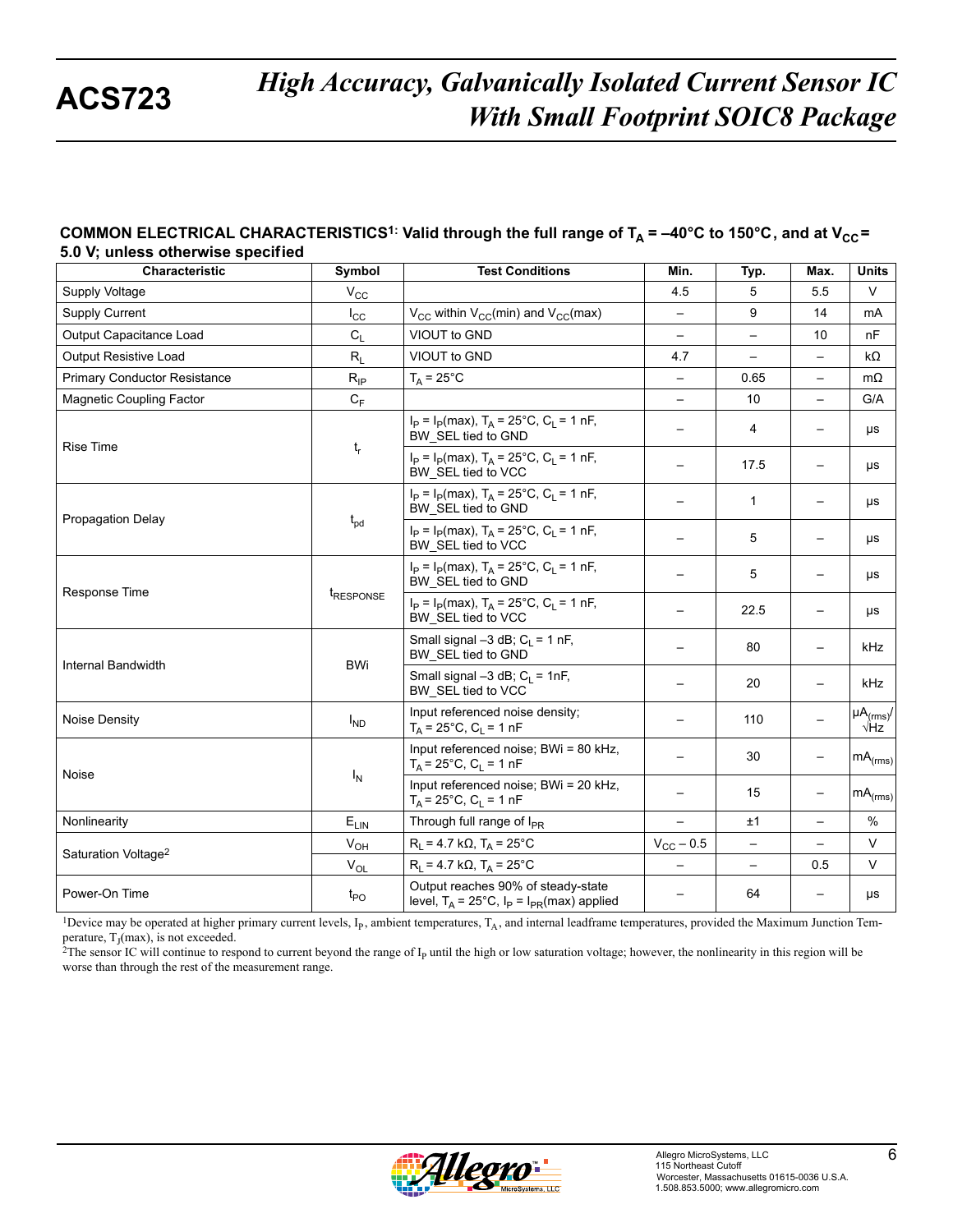**COMMON ELECTRICAL CHARACTERISTICS**[1]**: Valid through the full range of $T_A$ = –40°C to 150°C, and at $V_{CC}$ = 5.0 V; unless otherwise specified**

| Characteristic | Symbol | Test Conditions | Min. | Typ. | Max. | Units |
|---|---|---|---|---|---|---|
| Supply Voltage | $V_{CC}$ | | 4.5 | 5 | 5.5 | V |
| Supply Current | $I_{CC}$ | $V_{CC}$ within $V_{CC}$(min) and $V_{CC}$(max) | – | 9 | 14 | mA |
| Output Capacitance Load | $C_L$ | VIOUT to GND | – | – | 10 | nF |
| Output Resistive Load | $R_L$ | VIOUT to GND | 4.7 | – | – | kΩ |
| Primary Conductor Resistance | $R_{IP}$ | $T_A$ = 25°C | – | 0.65 | – | mΩ |
| Magnetic Coupling Factor | $C_F$ | | – | 10 | – | G/A |
| Rise Time | $t_r$ | $I_P = I_P$(max), $T_A$ = 25°C, $C_L$ = 1 nF, BW_SEL tied to GND | – | 4 | – | μs |
| | | $I_P = I_P$(max), $T_A$ = 25°C, $C_L$ = 1 nF, BW_SEL tied to VCC | – | 17.5 | – | μs |
| Propagation Delay | $t_{pd}$ | $I_P = I_P$(max), $T_A$ = 25°C, $C_L$ = 1 nF, BW_SEL tied to GND | – | 1 | – | μs |
| | | $I_P = I_P$(max), $T_A$ = 25°C, $C_L$ = 1 nF, BW_SEL tied to VCC | – | 5 | – | μs |
| Response Time | $t_{RESPONSE}$ | $I_P = I_P$(max), $T_A$ = 25°C, $C_L$ = 1 nF, BW_SEL tied to GND | – | 5 | – | μs |
| | | $I_P = I_P$(max), $T_A$ = 25°C, $C_L$ = 1 nF, BW_SEL tied to VCC | – | 22.5 | – | μs |
| Internal Bandwidth | BWi | Small signal –3 dB; $C_L$ = 1 nF, BW_SEL tied to GND | – | 80 | – | kHz |
| | | Small signal –3 dB; $C_L$ = 1nF, BW_SEL tied to VCC | – | 20 | – | kHz |
| Noise Density | $I_{ND}$ | Input referenced noise density; $T_A$ = 25°C, $C_L$ = 1 nF | – | 110 | – | $\mu A_{(rms)}/\sqrt{Hz}$ |
| Noise | $I_N$ | Input referenced noise; BWi = 80 kHz, $T_A$ = 25°C, $C_L$ = 1 nF | – | 30 | – | $mA_{(rms)}$ |
| | | Input referenced noise; BWi = 20 kHz, $T_A$ = 25°C, $C_L$ = 1 nF | – | 15 | – | $mA_{(rms)}$ |
| Nonlinearity | $E_{LIN}$ | Through full range of $I_{PR}$ | – | ±1 | – | % |
| Saturation Voltage[2] | $V_{OH}$ | $R_L$ = 4.7 kΩ, $T_A$ = 25°C | $V_{CC}$ – 0.5 | – | – | V |
| | $V_{OL}$ | $R_L$ = 4.7 kΩ, $T_A$ = 25°C | – | – | 0.5 | V |
| Power-On Time | $t_{PO}$ | Output reaches 90% of steady-state level, $T_A$ = 25°C, $I_P = I_{PR}$(max) applied | – | 64 | – | μs |

[1]Device may be operated at higher primary current levels, $I_P$, ambient temperatures, $T_A$, and internal leadframe temperatures, provided the Maximum Junction Temperature, $T_J$(max), is not exceeded.

[2]The sensor IC will continue to respond to current beyond the range of $I_P$ until the high or low saturation voltage; however, the nonlinearity in this region will be worse than through the rest of the measurement range.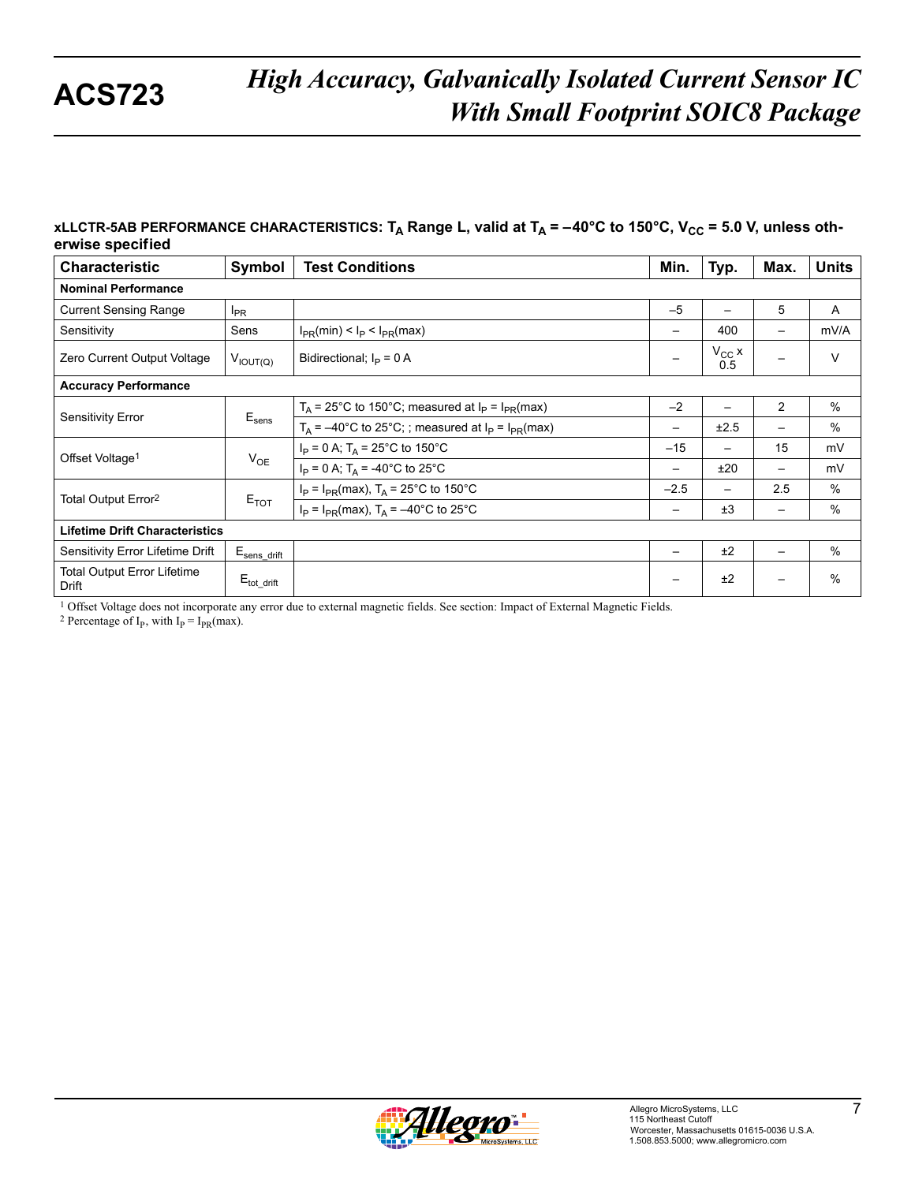**xLLCTR-5AB PERFORMANCE CHARACTERISTICS: $T_A$ Range L, valid at $T_A$ = –40°C to 150°C, $V_{CC}$ = 5.0 V, unless otherwise specified**

| Characteristic | Symbol | Test Conditions | Min. | Typ. | Max. | Units |
|---|---|---|---|---|---|---|
| **Nominal Performance** | | | | | | |
| Current Sensing Range | $I_{PR}$ | | –5 | – | 5 | A |
| Sensitivity | Sens | $I_{PR}$(min) < $I_P$ < $I_{PR}$(max) | – | 400 | – | mV/A |
| Zero Current Output Voltage | $V_{IOUT(Q)}$ | Bidirectional; $I_P$ = 0 A | – | $V_{CC}$ x 0.5 | – | V |
| **Accuracy Performance** | | | | | | |
| Sensitivity Error | $E_{sens}$ | $T_A$ = 25°C to 150°C; measured at $I_P$ = $I_{PR}$(max) | –2 | – | 2 | % |
| | | $T_A$ = –40°C to 25°C; ; measured at $I_P$ = $I_{PR}$(max) | – | ±2.5 | – | % |
| Offset Voltage[1] | $V_{OE}$ | $I_P$ = 0 A; $T_A$ = 25°C to 150°C | –15 | – | 15 | mV |
| | | $I_P$ = 0 A; $T_A$ = -40°C to 25°C | – | ±20 | – | mV |
| Total Output Error[2] | $E_{TOT}$ | $I_P$ = $I_{PR}$(max), $T_A$ = 25°C to 150°C | –2.5 | – | 2.5 | % |
| | | $I_P$ = $I_{PR}$(max), $T_A$ = –40°C to 25°C | – | ±3 | – | % |
| **Lifetime Drift Characteristics** | | | | | | |
| Sensitivity Error Lifetime Drift | $E_{sens\_drift}$ | | – | ±2 | – | % |
| Total Output Error Lifetime Drift | $E_{tot\_drift}$ | | – | ±2 | – | % |

[1] Offset Voltage does not incorporate any error due to external magnetic fields. See section: Impact of External Magnetic Fields.

[2] Percentage of $I_P$, with $I_P$ = $I_{PR}$(max).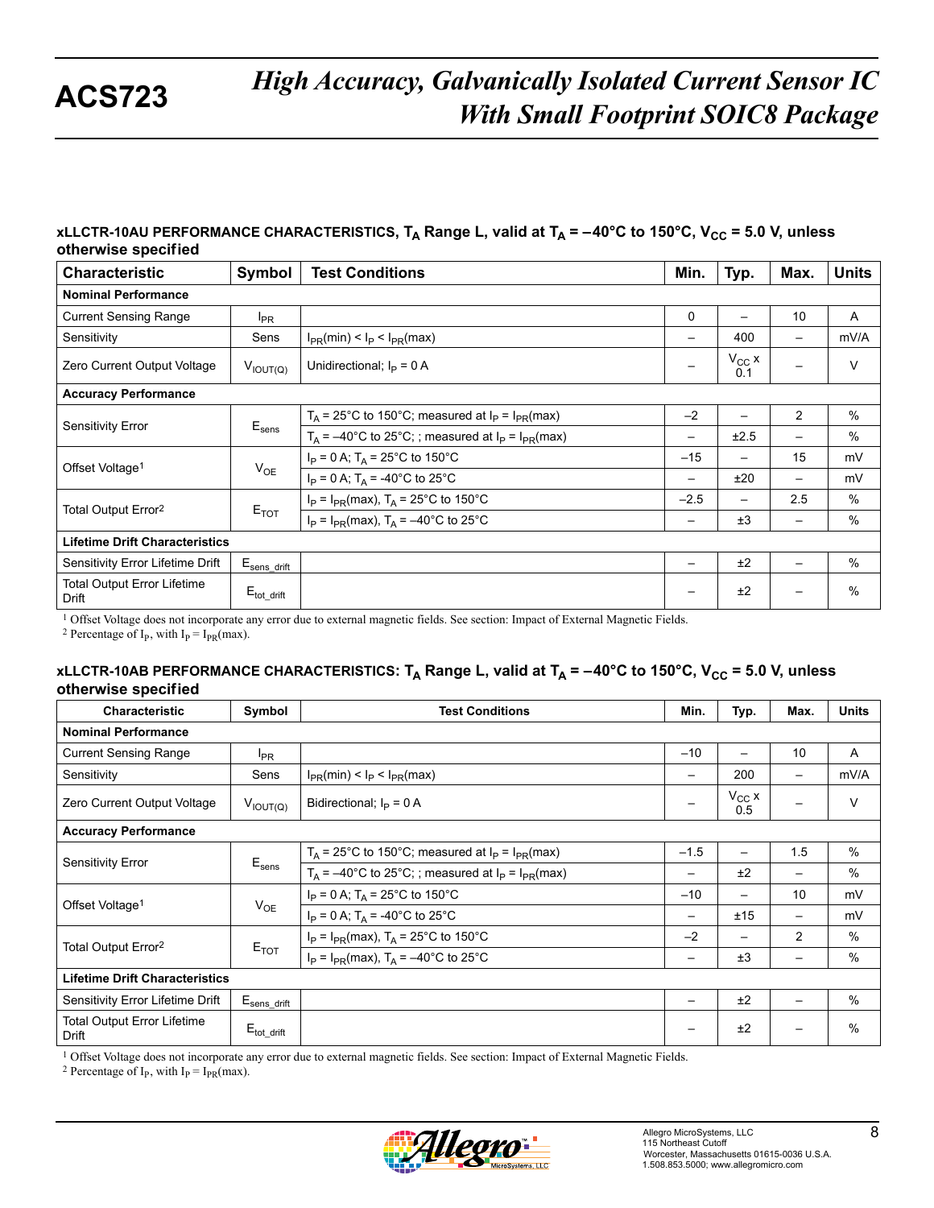### xLLCTR-10AU PERFORMANCE CHARACTERISTICS, $T_A$ Range L, valid at $T_A$ = –40°C to 150°C, $V_{CC}$ = 5.0 V, unless otherwise specified

| Characteristic | Symbol | Test Conditions | Min. | Typ. | Max. | Units |
|---|---|---|---|---|---|---|
| **Nominal Performance** | | | | | | |
| Current Sensing Range | $I_{PR}$ | | 0 | – | 10 | A |
| Sensitivity | Sens | $I_{PR}(min) < I_P < I_{PR}(max)$ | – | 400 | – | mV/A |
| Zero Current Output Voltage | $V_{IOUT(Q)}$ | Unidirectional; $I_P$ = 0 A | – | $V_{CC}$ x 0.1 | – | V |
| **Accuracy Performance** | | | | | | |
| Sensitivity Error | $E_{sens}$ | $T_A$ = 25°C to 150°C; measured at $I_P = I_{PR}(max)$ | –2 | – | 2 | % |
| | | $T_A$ = –40°C to 25°C; ; measured at $I_P = I_{PR}(max)$ | – | ±2.5 | – | % |
| Offset Voltage[1] | $V_{OE}$ | $I_P$ = 0 A; $T_A$ = 25°C to 150°C | –15 | – | 15 | mV |
| | | $I_P$ = 0 A; $T_A$ = -40°C to 25°C | – | ±20 | – | mV |
| Total Output Error[2] | $E_{TOT}$ | $I_P = I_{PR}(max)$, $T_A$ = 25°C to 150°C | –2.5 | – | 2.5 | % |
| | | $I_P = I_{PR}(max)$, $T_A$ = –40°C to 25°C | – | ±3 | – | % |
| **Lifetime Drift Characteristics** | | | | | | |
| Sensitivity Error Lifetime Drift | $E_{sens\_drift}$ | | – | ±2 | – | % |
| Total Output Error Lifetime Drift | $E_{tot\_drift}$ | | – | ±2 | – | % |

[1] Offset Voltage does not incorporate any error due to external magnetic fields. See section: Impact of External Magnetic Fields.
[2] Percentage of $I_P$, with $I_P = I_{PR}(max)$.

### xLLCTR-10AB PERFORMANCE CHARACTERISTICS: $T_A$ Range L, valid at $T_A$ = –40°C to 150°C, $V_{CC}$ = 5.0 V, unless otherwise specified

| Characteristic | Symbol | Test Conditions | Min. | Typ. | Max. | Units |
|---|---|---|---|---|---|---|
| **Nominal Performance** | | | | | | |
| Current Sensing Range | $I_{PR}$ | | –10 | – | 10 | A |
| Sensitivity | Sens | $I_{PR}(min) < I_P < I_{PR}(max)$ | – | 200 | – | mV/A |
| Zero Current Output Voltage | $V_{IOUT(Q)}$ | Bidirectional; $I_P$ = 0 A | – | $V_{CC}$ x 0.5 | – | V |
| **Accuracy Performance** | | | | | | |
| Sensitivity Error | $E_{sens}$ | $T_A$ = 25°C to 150°C; measured at $I_P = I_{PR}(max)$ | –1.5 | – | 1.5 | % |
| | | $T_A$ = –40°C to 25°C; ; measured at $I_P = I_{PR}(max)$ | – | ±2 | – | % |
| Offset Voltage[1] | $V_{OE}$ | $I_P$ = 0 A; $T_A$ = 25°C to 150°C | –10 | – | 10 | mV |
| | | $I_P$ = 0 A; $T_A$ = -40°C to 25°C | – | ±15 | – | mV |
| Total Output Error[2] | $E_{TOT}$ | $I_P = I_{PR}(max)$, $T_A$ = 25°C to 150°C | –2 | – | 2 | % |
| | | $I_P = I_{PR}(max)$, $T_A$ = –40°C to 25°C | – | ±3 | – | % |
| **Lifetime Drift Characteristics** | | | | | | |
| Sensitivity Error Lifetime Drift | $E_{sens\_drift}$ | | – | ±2 | – | % |
| Total Output Error Lifetime Drift | $E_{tot\_drift}$ | | – | ±2 | – | % |

[1] Offset Voltage does not incorporate any error due to external magnetic fields. See section: Impact of External Magnetic Fields.
[2] Percentage of $I_P$, with $I_P = I_{PR}(max)$.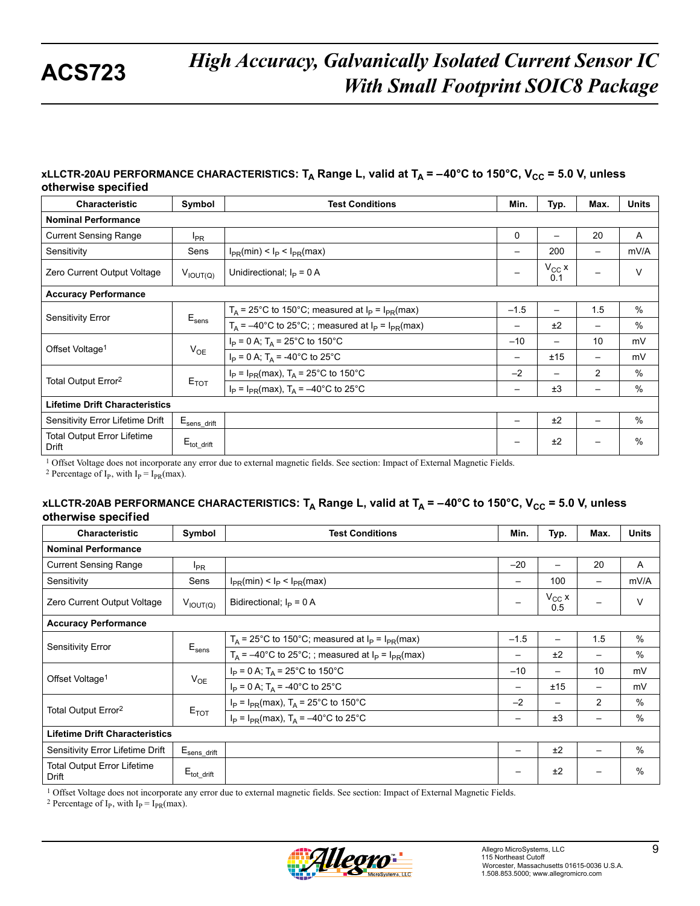### xLLCTR-20AU PERFORMANCE CHARACTERISTICS: $T_A$ Range L, valid at $T_A$ = –40°C to 150°C, $V_{CC}$ = 5.0 V, unless otherwise specified

| Characteristic | Symbol | Test Conditions | Min. | Typ. | Max. | Units |
|---|---|---|---|---|---|---|
| **Nominal Performance** | | | | | | |
| Current Sensing Range | $I_{PR}$ | | 0 | – | 20 | A |
| Sensitivity | Sens | $I_{PR}(min) < I_P < I_{PR}(max)$ | – | 200 | – | mV/A |
| Zero Current Output Voltage | $V_{IOUT(Q)}$ | Unidirectional; $I_P$ = 0 A | – | $V_{CC}$ x 0.1 | – | V |
| **Accuracy Performance** | | | | | | |
| Sensitivity Error | $E_{sens}$ | $T_A$ = 25°C to 150°C; measured at $I_P = I_{PR}(max)$ | –1.5 | – | 1.5 | % |
| | | $T_A$ = –40°C to 25°C; ; measured at $I_P = I_{PR}(max)$ | – | ±2 | – | % |
| Offset Voltage[1] | $V_{OE}$ | $I_P$ = 0 A; $T_A$ = 25°C to 150°C | –10 | – | 10 | mV |
| | | $I_P$ = 0 A; $T_A$ = -40°C to 25°C | – | ±15 | – | mV |
| Total Output Error[2] | $E_{TOT}$ | $I_P = I_{PR}(max)$, $T_A$ = 25°C to 150°C | –2 | – | 2 | % |
| | | $I_P = I_{PR}(max)$, $T_A$ = –40°C to 25°C | – | ±3 | – | % |
| **Lifetime Drift Characteristics** | | | | | | |
| Sensitivity Error Lifetime Drift | $E_{sens\_drift}$ | | – | ±2 | – | % |
| Total Output Error Lifetime Drift | $E_{tot\_drift}$ | | – | ±2 | – | % |

[1] Offset Voltage does not incorporate any error due to external magnetic fields. See section: Impact of External Magnetic Fields.
[2] Percentage of $I_P$, with $I_P = I_{PR}(max)$.

### xLLCTR-20AB PERFORMANCE CHARACTERISTICS: $T_A$ Range L, valid at $T_A$ = –40°C to 150°C, $V_{CC}$ = 5.0 V, unless otherwise specified

| Characteristic | Symbol | Test Conditions | Min. | Typ. | Max. | Units |
|---|---|---|---|---|---|---|
| **Nominal Performance** | | | | | | |
| Current Sensing Range | $I_{PR}$ | | –20 | – | 20 | A |
| Sensitivity | Sens | $I_{PR}(min) < I_P < I_{PR}(max)$ | – | 100 | – | mV/A |
| Zero Current Output Voltage | $V_{IOUT(Q)}$ | Bidirectional; $I_P$ = 0 A | – | $V_{CC}$ x 0.5 | – | V |
| **Accuracy Performance** | | | | | | |
| Sensitivity Error | $E_{sens}$ | $T_A$ = 25°C to 150°C; measured at $I_P = I_{PR}(max)$ | –1.5 | – | 1.5 | % |
| | | $T_A$ = –40°C to 25°C; ; measured at $I_P = I_{PR}(max)$ | – | ±2 | – | % |
| Offset Voltage[1] | $V_{OE}$ | $I_P$ = 0 A; $T_A$ = 25°C to 150°C | –10 | – | 10 | mV |
| | | $I_P$ = 0 A; $T_A$ = -40°C to 25°C | – | ±15 | – | mV |
| Total Output Error[2] | $E_{TOT}$ | $I_P = I_{PR}(max)$, $T_A$ = 25°C to 150°C | –2 | – | 2 | % |
| | | $I_P = I_{PR}(max)$, $T_A$ = –40°C to 25°C | – | ±3 | – | % |
| **Lifetime Drift Characteristics** | | | | | | |
| Sensitivity Error Lifetime Drift | $E_{sens\_drift}$ | | – | ±2 | – | % |
| Total Output Error Lifetime Drift | $E_{tot\_drift}$ | | – | ±2 | – | % |

[1] Offset Voltage does not incorporate any error due to external magnetic fields. See section: Impact of External Magnetic Fields.
[2] Percentage of $I_P$, with $I_P = I_{PR}(max)$.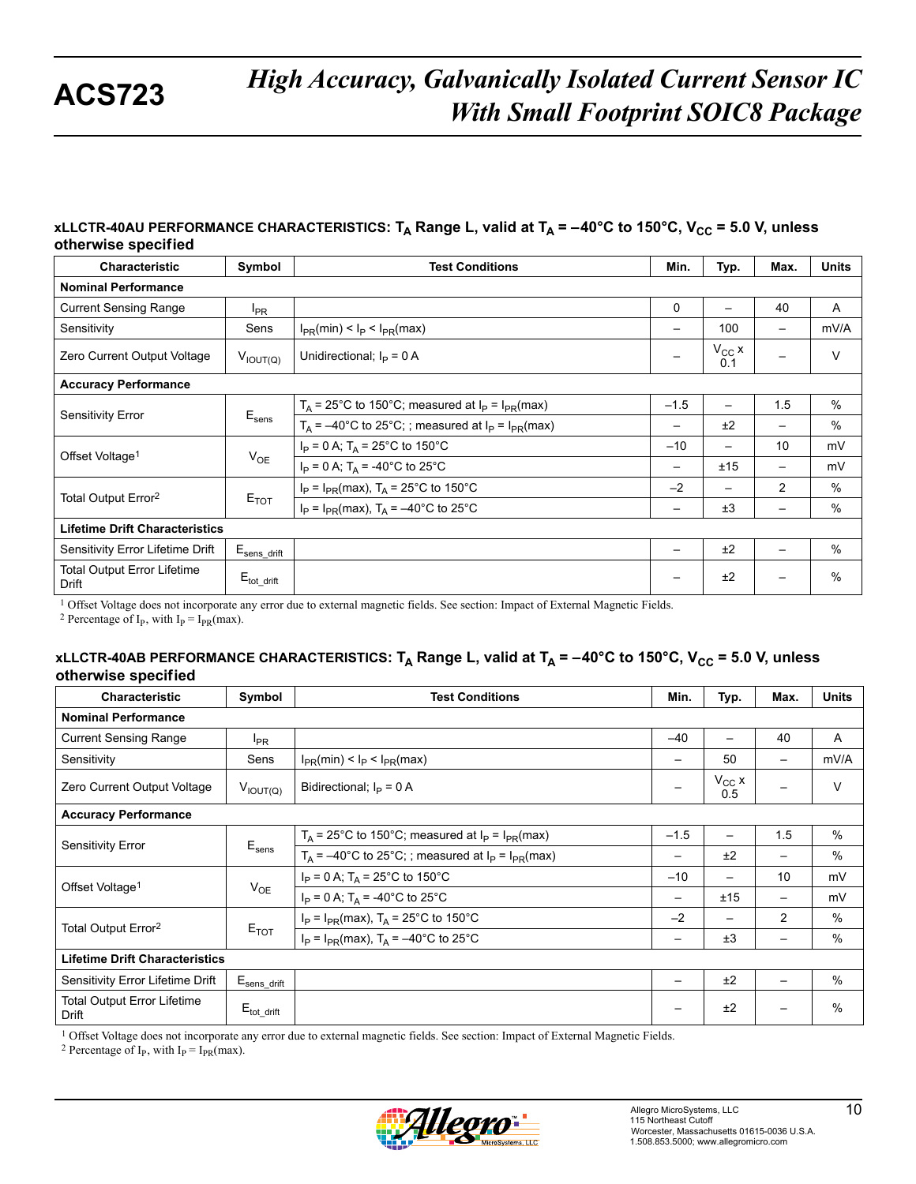## xLLCTR-40AU PERFORMANCE CHARACTERISTICS: $T_A$ Range L, valid at $T_A$ = –40°C to 150°C, $V_{CC}$ = 5.0 V, unless otherwise specified

| Characteristic | Symbol | Test Conditions | Min. | Typ. | Max. | Units |
|---|---|---|---|---|---|---|
| **Nominal Performance** | | | | | | |
| Current Sensing Range | $I_{PR}$ | | 0 | – | 40 | A |
| Sensitivity | Sens | $I_{PR}$(min) < $I_P$ < $I_{PR}$(max) | – | 100 | – | mV/A |
| Zero Current Output Voltage | $V_{IOUT(Q)}$ | Unidirectional; $I_P$ = 0 A | – | $V_{CC}$ x 0.1 | – | V |
| **Accuracy Performance** | | | | | | |
| Sensitivity Error | $E_{sens}$ | $T_A$ = 25°C to 150°C; measured at $I_P$ = $I_{PR}$(max) | –1.5 | – | 1.5 | % |
| | | $T_A$ = –40°C to 25°C; ; measured at $I_P$ = $I_{PR}$(max) | – | ±2 | – | % |
| Offset Voltage[1] | $V_{OE}$ | $I_P$ = 0 A; $T_A$ = 25°C to 150°C | –10 | – | 10 | mV |
| | | $I_P$ = 0 A; $T_A$ = -40°C to 25°C | – | ±15 | – | mV |
| Total Output Error[2] | $E_{TOT}$ | $I_P$ = $I_{PR}$(max), $T_A$ = 25°C to 150°C | –2 | – | 2 | % |
| | | $I_P$ = $I_{PR}$(max), $T_A$ = –40°C to 25°C | – | ±3 | – | % |
| **Lifetime Drift Characteristics** | | | | | | |
| Sensitivity Error Lifetime Drift | $E_{sens\_drift}$ | | – | ±2 | – | % |
| Total Output Error Lifetime Drift | $E_{tot\_drift}$ | | – | ±2 | – | % |

[1] Offset Voltage does not incorporate any error due to external magnetic fields. See section: Impact of External Magnetic Fields.
[2] Percentage of $I_P$, with $I_P = I_{PR}$(max).

## xLLCTR-40AB PERFORMANCE CHARACTERISTICS: $T_A$ Range L, valid at $T_A$ = –40°C to 150°C, $V_{CC}$ = 5.0 V, unless otherwise specified

| Characteristic | Symbol | Test Conditions | Min. | Typ. | Max. | Units |
|---|---|---|---|---|---|---|
| **Nominal Performance** | | | | | | |
| Current Sensing Range | $I_{PR}$ | | –40 | – | 40 | A |
| Sensitivity | Sens | $I_{PR}$(min) < $I_P$ < $I_{PR}$(max) | – | 50 | – | mV/A |
| Zero Current Output Voltage | $V_{IOUT(Q)}$ | Bidirectional; $I_P$ = 0 A | – | $V_{CC}$ x 0.5 | – | V |
| **Accuracy Performance** | | | | | | |
| Sensitivity Error | $E_{sens}$ | $T_A$ = 25°C to 150°C; measured at $I_P$ = $I_{PR}$(max) | –1.5 | – | 1.5 | % |
| | | $T_A$ = –40°C to 25°C; ; measured at $I_P$ = $I_{PR}$(max) | – | ±2 | – | % |
| Offset Voltage[1] | $V_{OE}$ | $I_P$ = 0 A; $T_A$ = 25°C to 150°C | –10 | – | 10 | mV |
| | | $I_P$ = 0 A; $T_A$ = -40°C to 25°C | – | ±15 | – | mV |
| Total Output Error[2] | $E_{TOT}$ | $I_P$ = $I_{PR}$(max), $T_A$ = 25°C to 150°C | –2 | – | 2 | % |
| | | $I_P$ = $I_{PR}$(max), $T_A$ = –40°C to 25°C | – | ±3 | – | % |
| **Lifetime Drift Characteristics** | | | | | | |
| Sensitivity Error Lifetime Drift | $E_{sens\_drift}$ | | – | ±2 | – | % |
| Total Output Error Lifetime Drift | $E_{tot\_drift}$ | | – | ±2 | – | % |

[1] Offset Voltage does not incorporate any error due to external magnetic fields. See section: Impact of External Magnetic Fields.
[2] Percentage of $I_P$, with $I_P = I_{PR}$(max).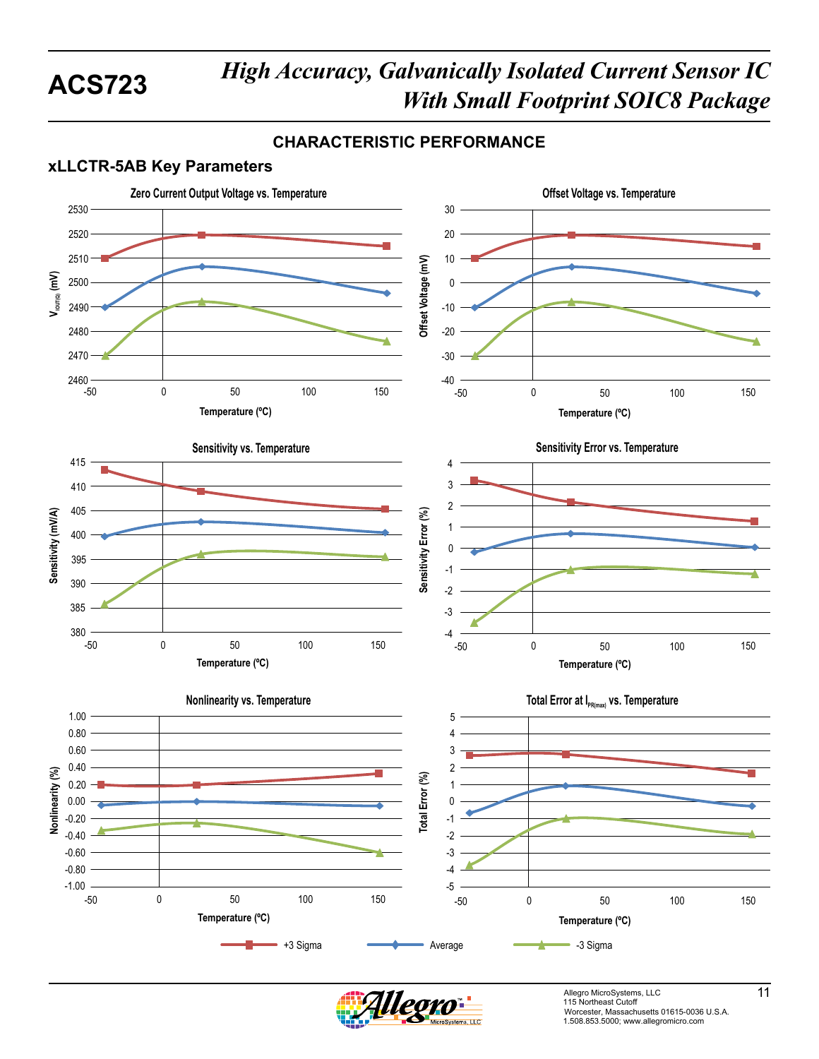## CHARACTERISTIC PERFORMANCE

### xLLCTR-5AB Key Parameters

Zero Current Output Voltage vs. Temperature

Offset Voltage vs. Temperature

Sensitivity vs. Temperature

Sensitivity Error vs. Temperature

Nonlinearity vs. Temperature

Total Error at $I_{PR(max)}$ vs. Temperature

+3 Sigma　Average　-3 Sigma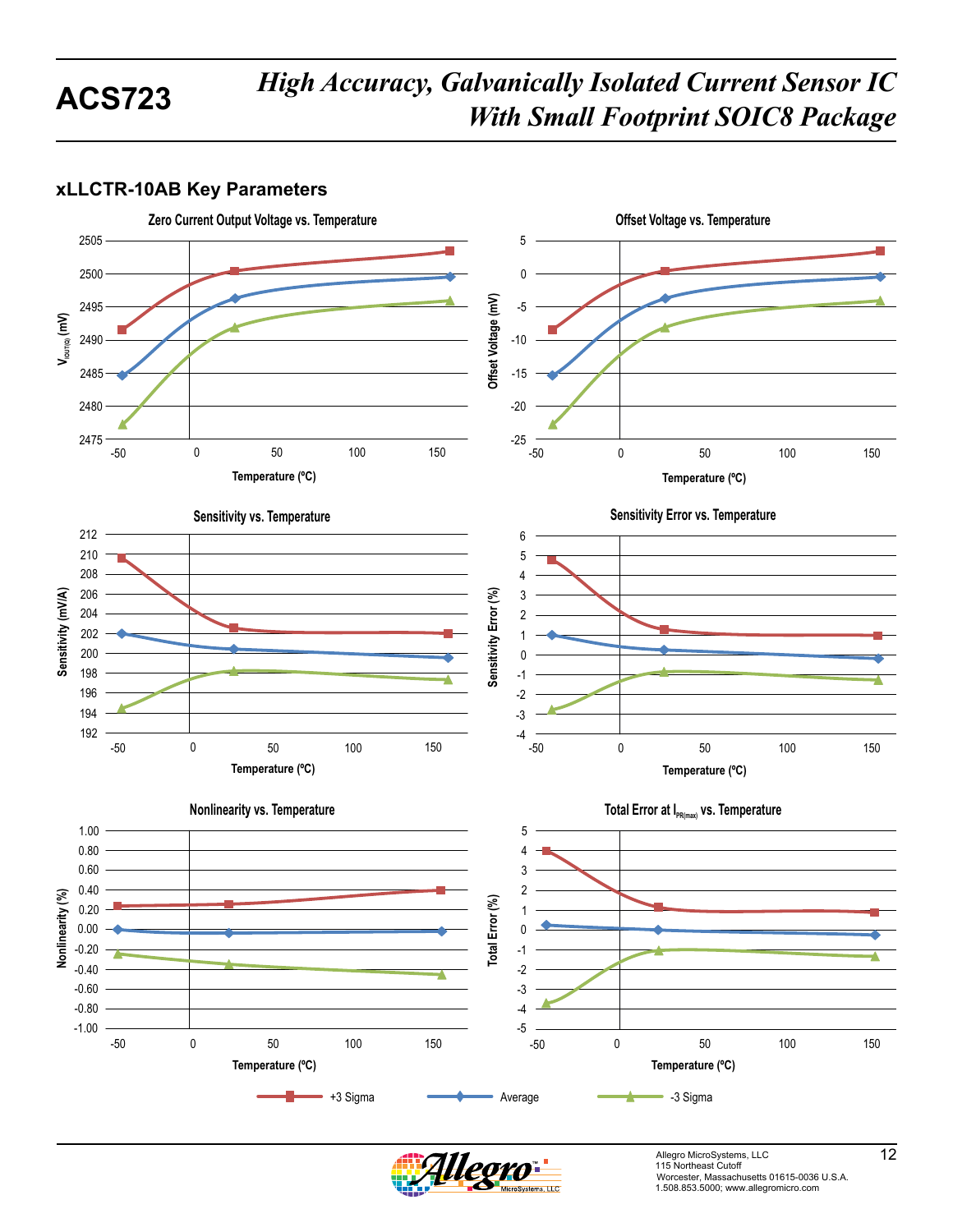## xLLCTR-10AB Key Parameters

Zero Current Output Voltage vs. Temperature

Offset Voltage vs. Temperature

Sensitivity vs. Temperature

Sensitivity Error vs. Temperature

Nonlinearity vs. Temperature

Total Error at $I_{PR(max)}$ vs. Temperature

+3 Sigma — Average — -3 Sigma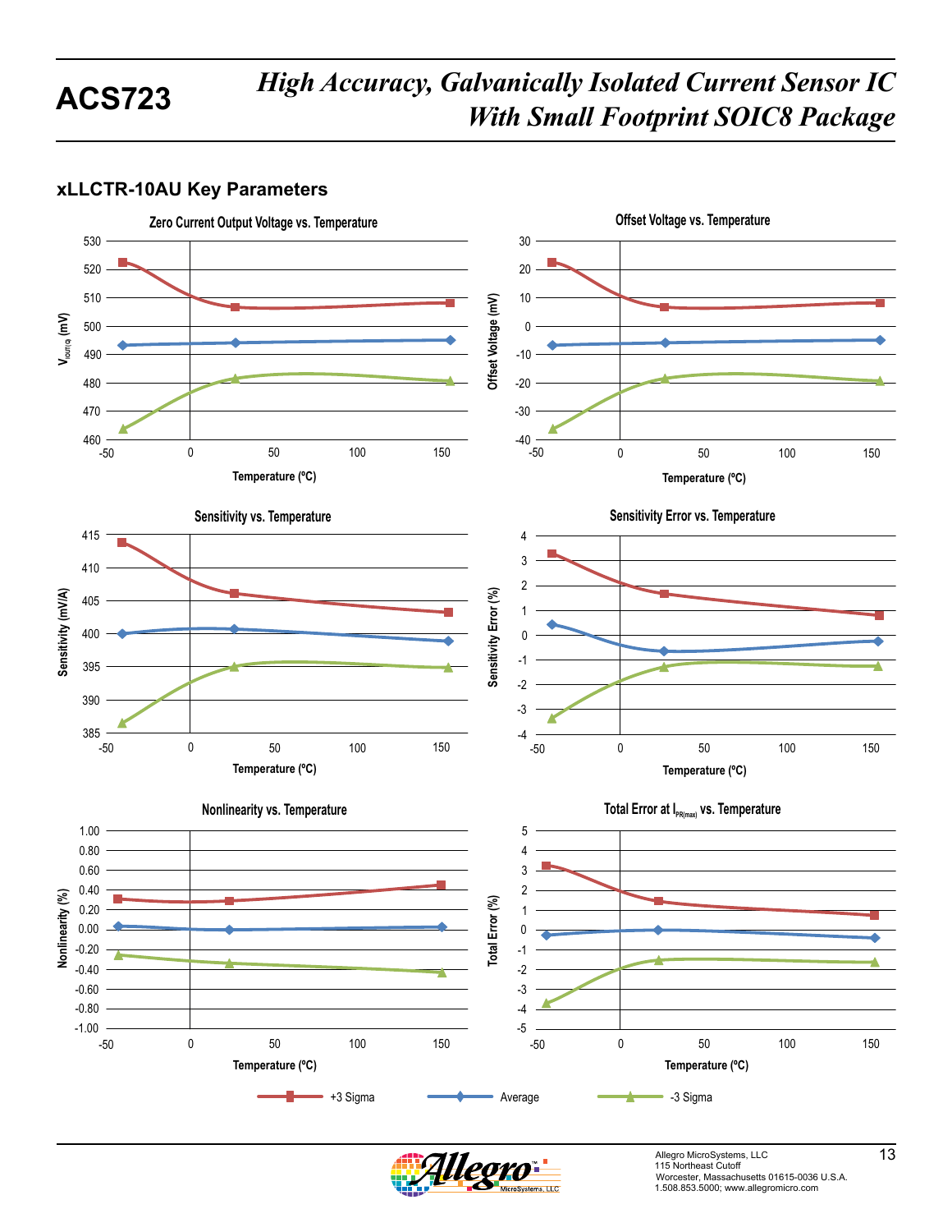## xLLCTR-10AU Key Parameters

**Zero Current Output Voltage vs. Temperature**

**Offset Voltage vs. Temperature**

**Sensitivity vs. Temperature**

**Sensitivity Error vs. Temperature**

**Nonlinearity vs. Temperature**

**Total Error at $I_{PR(max)}$ vs. Temperature**

+3 Sigma　Average　-3 Sigma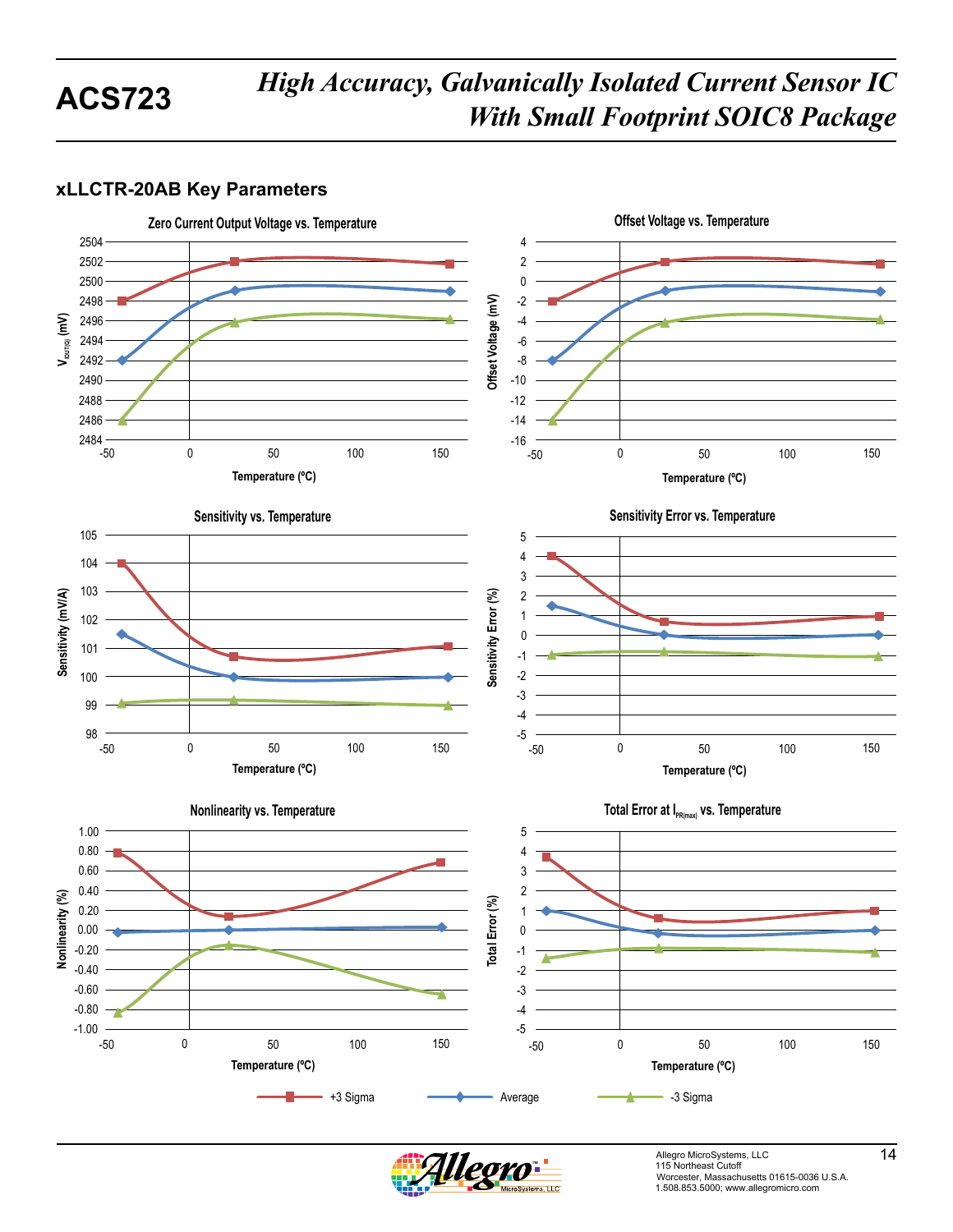## xLLCTR-20AB Key Parameters

**Zero Current Output Voltage vs. Temperature**

$V_{OUT(Q)}$ (mV) vs. Temperature (ºC)

**Offset Voltage vs. Temperature**

Offset Voltage (mV) vs. Temperature (ºC)

**Sensitivity vs. Temperature**

Sensitivity (mV/A) vs. Temperature (ºC)

**Sensitivity Error vs. Temperature**

Sensitivity Error (%) vs. Temperature (ºC)

**Nonlinearity vs. Temperature**

Nonlinearity (%) vs. Temperature (ºC)

**Total Error at $I_{PR(max)}$ vs. Temperature**

Total Error (%) vs. Temperature (ºC)

Legend: +3 Sigma, Average, -3 Sigma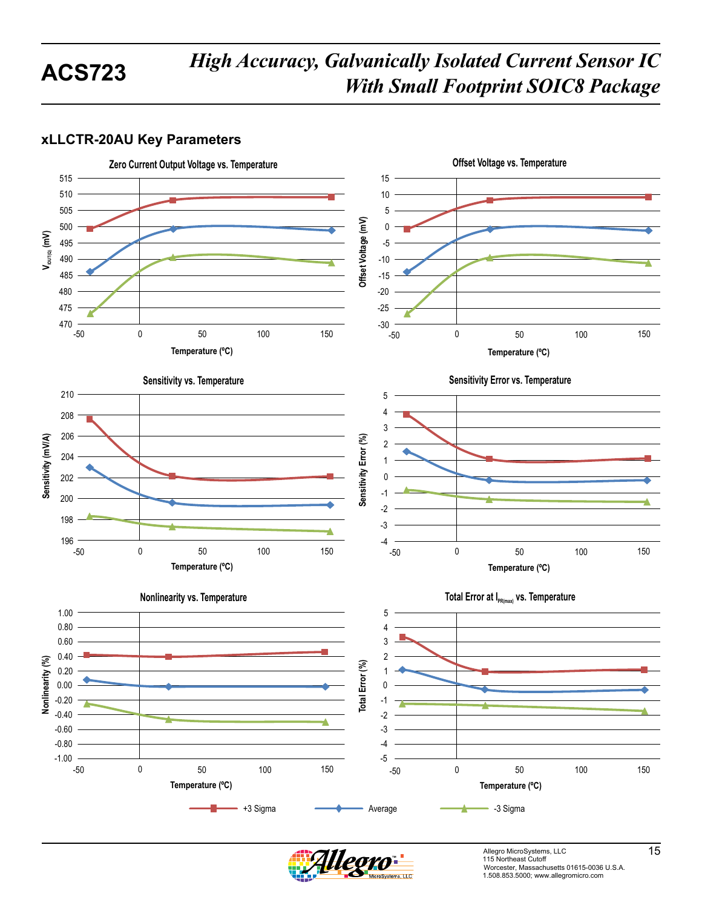## xLLCTR-20AU Key Parameters

Zero Current Output Voltage vs. Temperature

Offset Voltage vs. Temperature

Sensitivity vs. Temperature

Sensitivity Error vs. Temperature

Nonlinearity vs. Temperature

Total Error at $I_{PR(max)}$ vs. Temperature

+3 Sigma  Average  -3 Sigma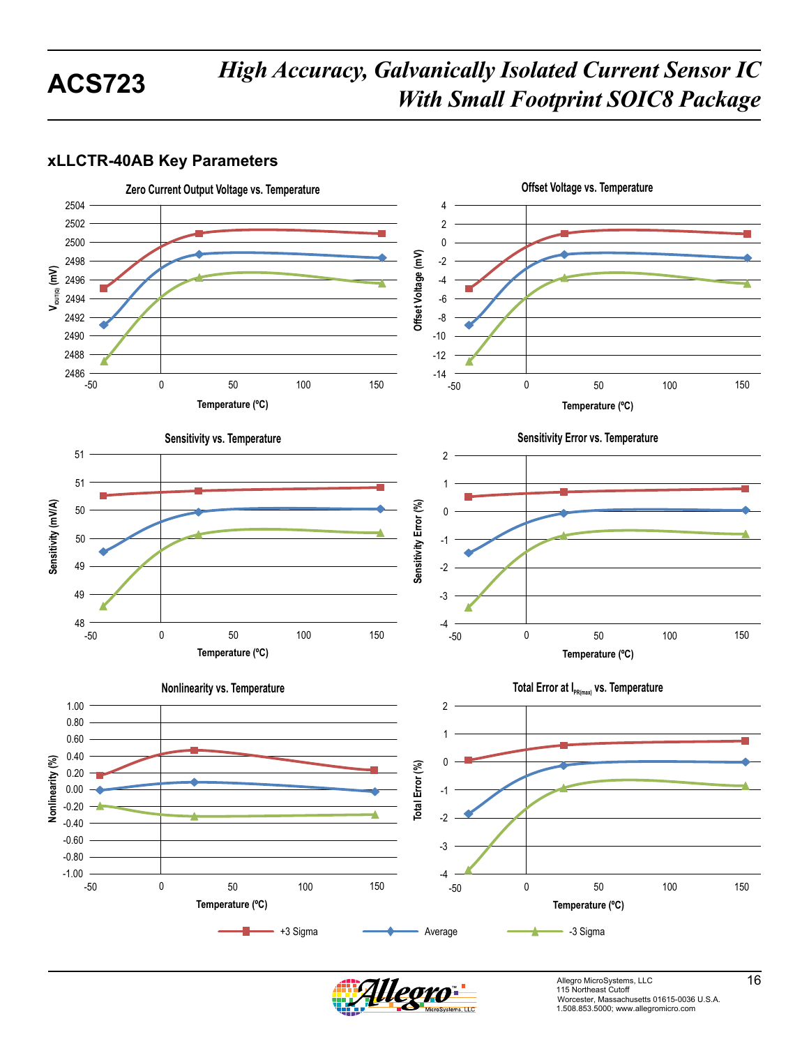## xLLCTR-40AB Key Parameters

**Zero Current Output Voltage vs. Temperature**

$V_{OUT(Q)}$ (mV) vs. Temperature (ºC)

**Offset Voltage vs. Temperature**

Offset Voltage (mV) vs. Temperature (ºC)

**Sensitivity vs. Temperature**

Sensitivity (mV/A) vs. Temperature (ºC)

**Sensitivity Error vs. Temperature**

Sensitivity Error (%) vs. Temperature (ºC)

**Nonlinearity vs. Temperature**

Nonlinearity (%) vs. Temperature (ºC)

**Total Error at $I_{PR(max)}$ vs. Temperature**

Total Error (%) vs. Temperature (ºC)

+3 Sigma — Average — -3 Sigma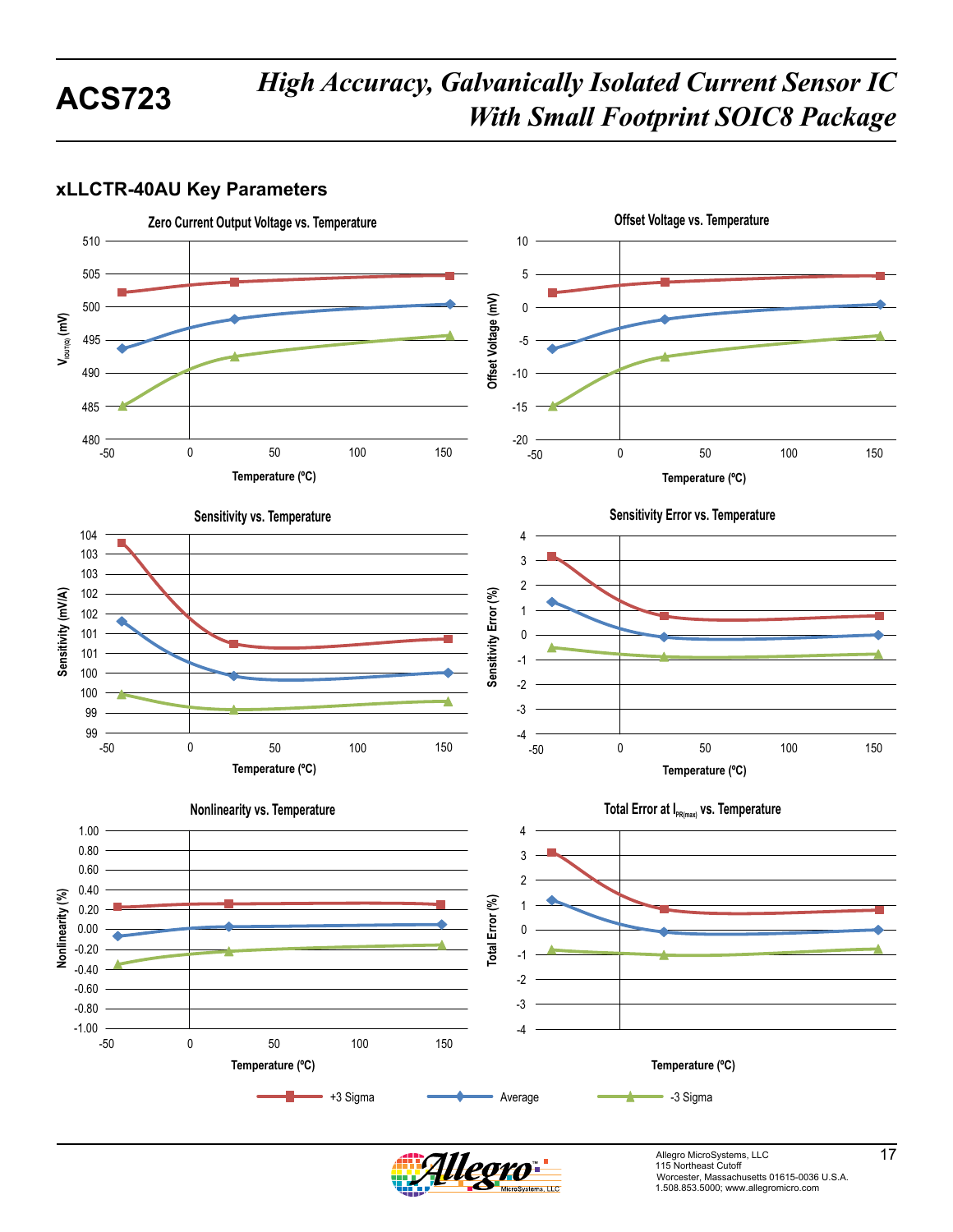## xLLCTR-40AU Key Parameters

**Zero Current Output Voltage vs. Temperature**

$V_{OUT(Q)}$ (mV)

Temperature (ºC)

**Offset Voltage vs. Temperature**

Offset Voltage (mV)

Temperature (ºC)

**Sensitivity vs. Temperature**

Sensitivity (mV/A)

Temperature (ºC)

**Sensitivity Error vs. Temperature**

Sensitivity Error (%)

Temperature (ºC)

**Nonlinearity vs. Temperature**

Nonlinearity (%)

Temperature (ºC)

**Total Error at $I_{PR(max)}$ vs. Temperature**

Total Error (%)

Temperature (ºC)

+3 Sigma  Average  -3 Sigma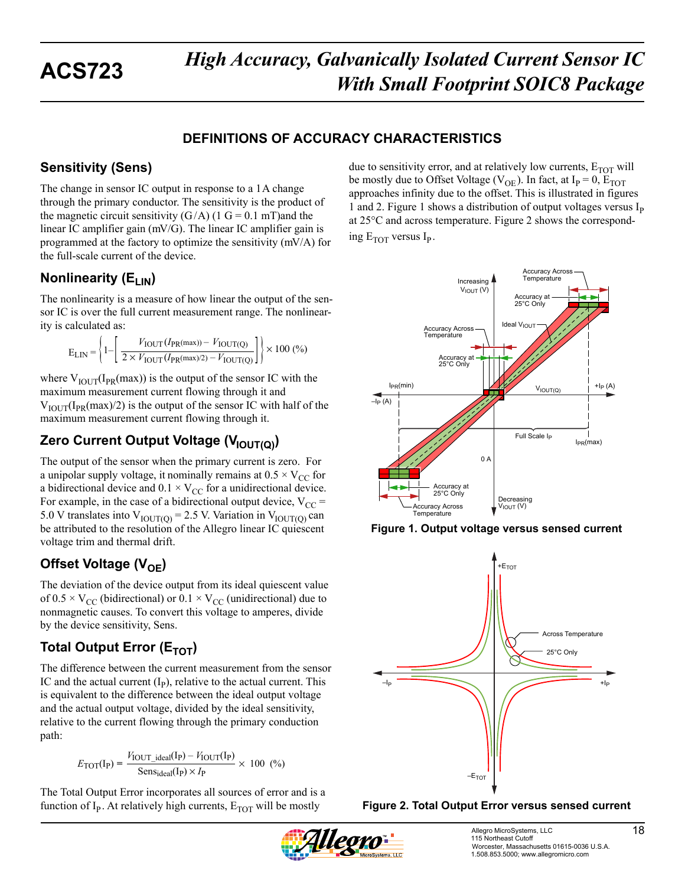## DEFINITIONS OF ACCURACY CHARACTERISTICS

### Sensitivity (Sens)

The change in sensor IC output in response to a 1 A change through the primary conductor. The sensitivity is the product of the magnetic circuit sensitivity (G/A) (1 G = 0.1 mT)and the linear IC amplifier gain (mV/G). The linear IC amplifier gain is programmed at the factory to optimize the sensitivity (mV/A) for the full-scale current of the device.

### Nonlinearity ($E_{LIN}$)

The nonlinearity is a measure of how linear the output of the sensor IC is over the full current measurement range. The nonlinearity is calculated as:

$$E_{LIN} = \left\{ 1 - \left[ \frac{V_{IOUT}(I_{PR(max)}) - V_{IOUT(Q)}}{2 \times V_{IOUT}(I_{PR(max)/2}) - V_{IOUT(Q)}} \right] \right\} \times 100\ (\%)$$

where $V_{IOUT}(I_{PR}(max))$ is the output of the sensor IC with the maximum measurement current flowing through it and $V_{IOUT}(I_{PR}(max)/2)$ is the output of the sensor IC with half of the maximum measurement current flowing through it.

### Zero Current Output Voltage ($V_{IOUT(Q)}$)

The output of the sensor when the primary current is zero. For a unipolar supply voltage, it nominally remains at $0.5 \times V_{CC}$ for a bidirectional device and $0.1 \times V_{CC}$ for a unidirectional device. For example, in the case of a bidirectional output device, $V_{CC}$ = 5.0 V translates into $V_{IOUT(Q)}$ = 2.5 V. Variation in $V_{IOUT(Q)}$ can be attributed to the resolution of the Allegro linear IC quiescent voltage trim and thermal drift.

### Offset Voltage ($V_{OE}$)

The deviation of the device output from its ideal quiescent value of $0.5 \times V_{CC}$ (bidirectional) or $0.1 \times V_{CC}$ (unidirectional) due to nonmagnetic causes. To convert this voltage to amperes, divide by the device sensitivity, Sens.

### Total Output Error ($E_{TOT}$)

The difference between the current measurement from the sensor IC and the actual current ($I_P$), relative to the actual current. This is equivalent to the difference between the ideal output voltage and the actual output voltage, divided by the ideal sensitivity, relative to the current flowing through the primary conduction path:

$$E_{TOT}(I_P) = \frac{V_{IOUT\_ideal}(I_P) - V_{IOUT}(I_P)}{Sens_{ideal}(I_P) \times I_P} \times 100\ (\%)$$

The Total Output Error incorporates all sources of error and is a function of $I_P$. At relatively high currents, $E_{TOT}$ will be mostly due to sensitivity error, and at relatively low currents, $E_{TOT}$ will be mostly due to Offset Voltage ($V_{OE}$). In fact, at $I_P$ = 0, $E_{TOT}$ approaches infinity due to the offset. This is illustrated in figures 1 and 2. Figure 1 shows a distribution of output voltages versus $I_P$ at 25°C and across temperature. Figure 2 shows the corresponding $E_{TOT}$ versus $I_P$.

**Figure 1. Output voltage versus sensed current**

**Figure 2. Total Output Error versus sensed current**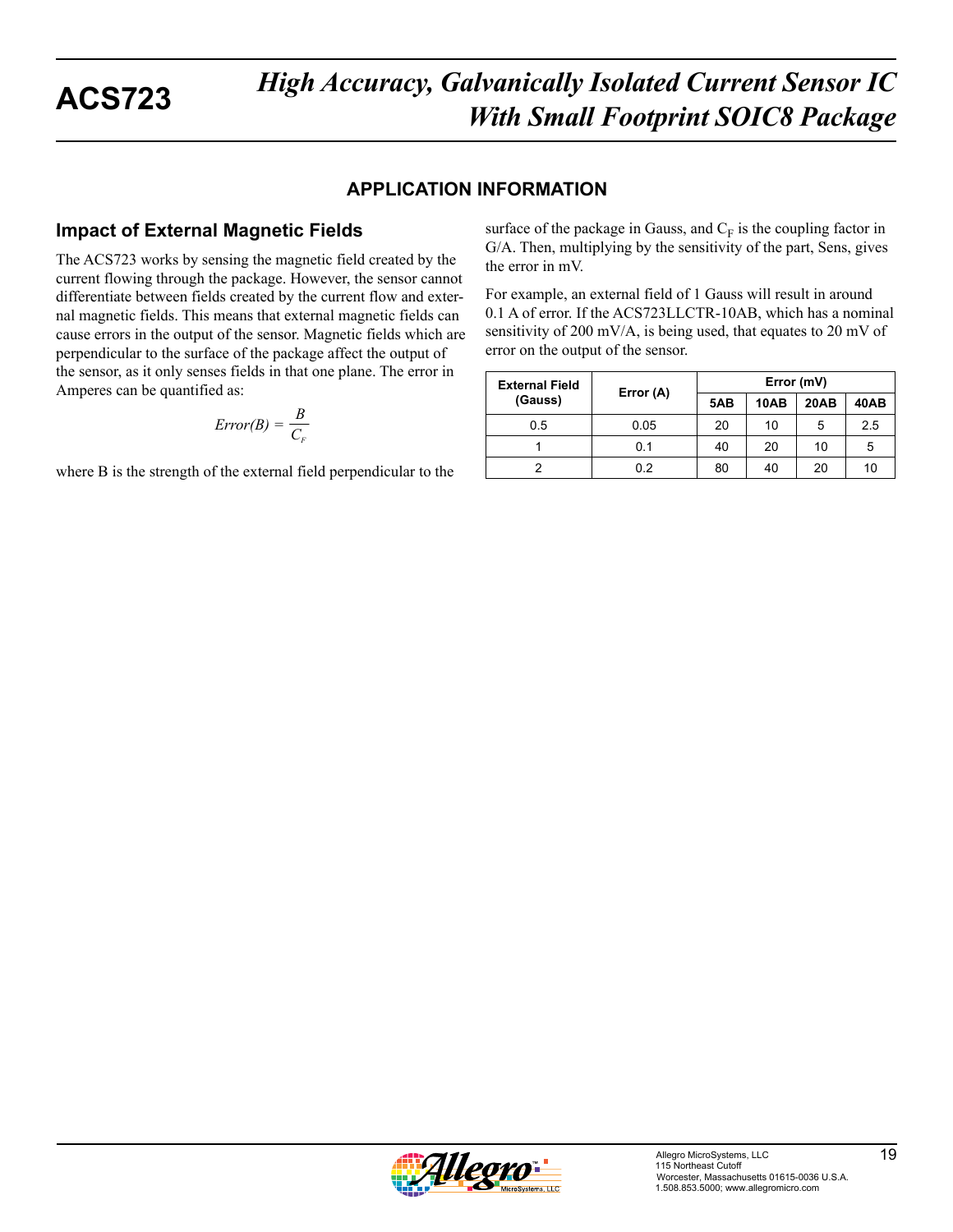## APPLICATION INFORMATION

### Impact of External Magnetic Fields

The ACS723 works by sensing the magnetic field created by the current flowing through the package. However, the sensor cannot differentiate between fields created by the current flow and external magnetic fields. This means that external magnetic fields can cause errors in the output of the sensor. Magnetic fields which are perpendicular to the surface of the package affect the output of the sensor, as it only senses fields in that one plane. The error in Amperes can be quantified as:

$$Error(B) = \frac{B}{C_F}$$

where B is the strength of the external field perpendicular to the surface of the package in Gauss, and $C_F$ is the coupling factor in G/A. Then, multiplying by the sensitivity of the part, Sens, gives the error in mV.

For example, an external field of 1 Gauss will result in around 0.1 A of error. If the ACS723LLCTR-10AB, which has a nominal sensitivity of 200 mV/A, is being used, that equates to 20 mV of error on the output of the sensor.

| External Field (Gauss) | Error (A) | Error (mV) | | | |
|---|---|---|---|---|---|
| | | 5AB | 10AB | 20AB | 40AB |
| 0.5 | 0.05 | 20 | 10 | 5 | 2.5 |
| 1 | 0.1 | 40 | 20 | 10 | 5 |
| 2 | 0.2 | 80 | 40 | 20 | 10 |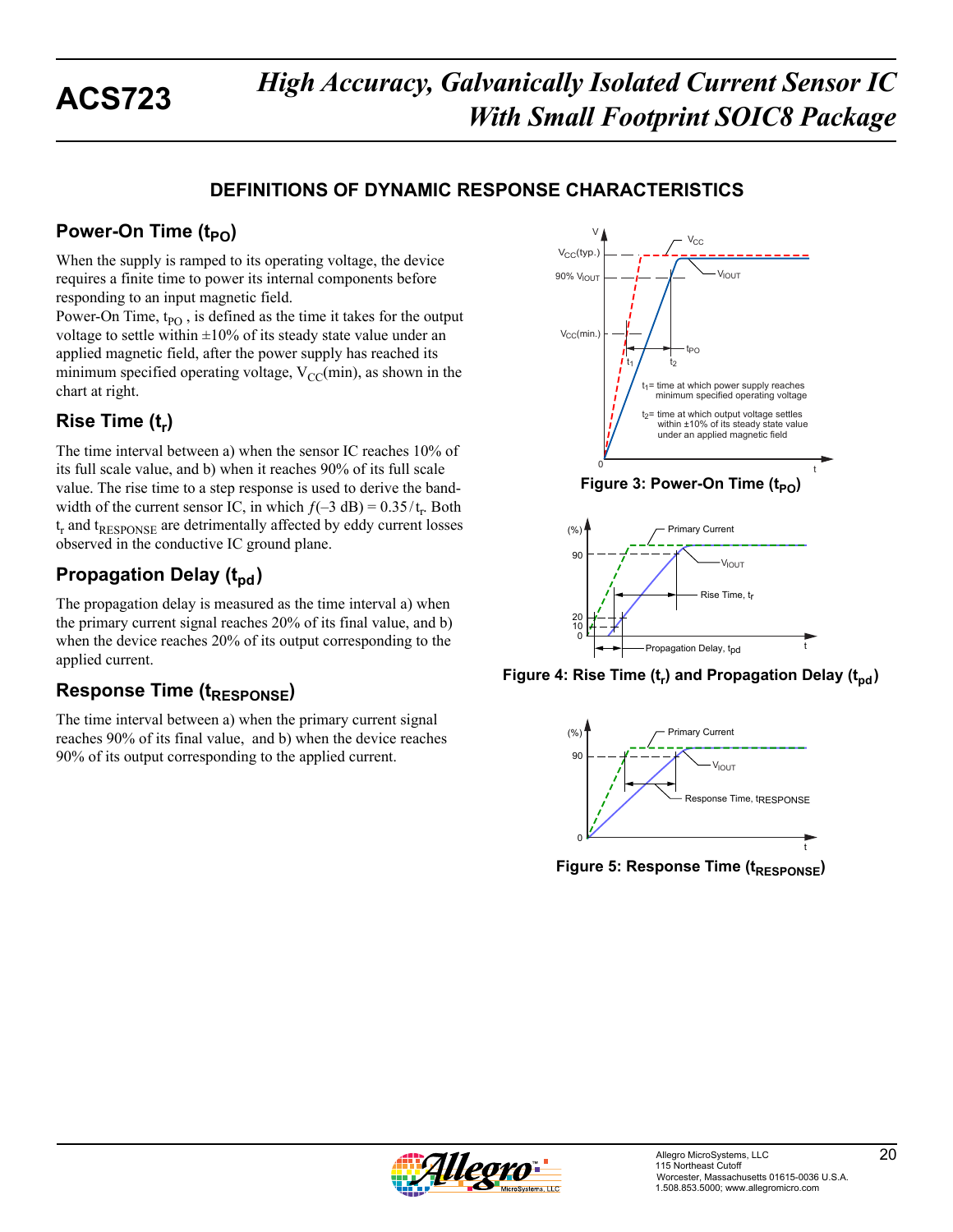## DEFINITIONS OF DYNAMIC RESPONSE CHARACTERISTICS

### Power-On Time ($t_{PO}$)

When the supply is ramped to its operating voltage, the device requires a finite time to power its internal components before responding to an input magnetic field.

Power-On Time, $t_{PO}$ , is defined as the time it takes for the output voltage to settle within ±10% of its steady state value under an applied magnetic field, after the power supply has reached its minimum specified operating voltage, $V_{CC}$(min), as shown in the chart at right.

Figure 3: Power-On Time ($t_{PO}$)

### Rise Time ($t_r$)

The time interval between a) when the sensor IC reaches 10% of its full scale value, and b) when it reaches 90% of its full scale value. The rise time to a step response is used to derive the bandwidth of the current sensor IC, in which $f(-3\text{ dB}) = 0.35 / t_r$. Both $t_r$ and $t_{RESPONSE}$ are detrimentally affected by eddy current losses observed in the conductive IC ground plane.

### Propagation Delay ($t_{pd}$)

The propagation delay is measured as the time interval a) when the primary current signal reaches 20% of its final value, and b) when the device reaches 20% of its output corresponding to the applied current.

Figure 4: Rise Time ($t_r$) and Propagation Delay ($t_{pd}$)

### Response Time ($t_{RESPONSE}$)

The time interval between a) when the primary current signal reaches 90% of its final value, and b) when the device reaches 90% of its output corresponding to the applied current.

Figure 5: Response Time ($t_{RESPONSE}$)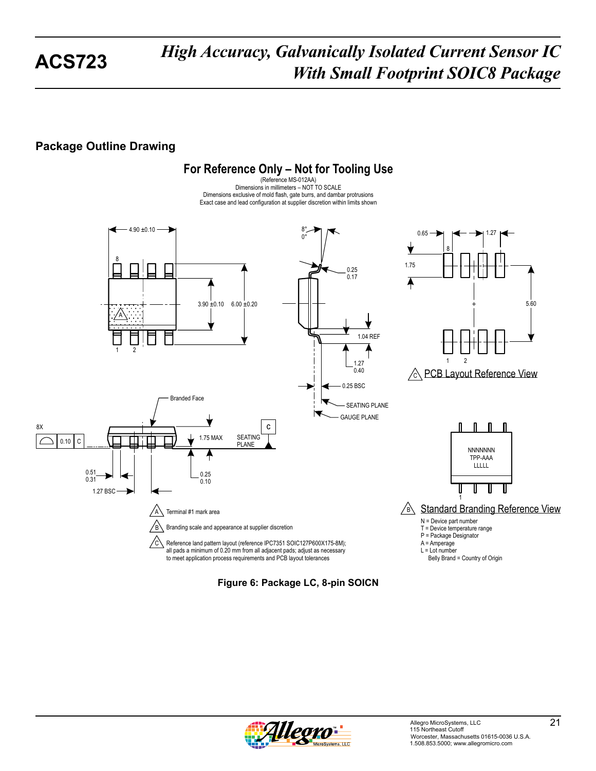## Package Outline Drawing

**For Reference Only – Not for Tooling Use**

(Reference MS-012AA)
Dimensions in millimeters – NOT TO SCALE
Dimensions exclusive of mold flash, gate burrs, and dambar protrusions
Exact case and lead configuration at supplier discretion within limits shown

4.90 ±0.10

3.90 ±0.10

6.00 ±0.20

8°
0°

0.25
0.17

1.04 REF

1.27
0.40

0.25 BSC

SEATING PLANE

GAUGE PLANE

0.65

1.27

1.75

5.60

C PCB Layout Reference View

Branded Face

8X

0.10 C

1.75 MAX

SEATING PLANE

C

0.51
0.31

1.27 BSC

0.25
0.10

NNNNNNN
TPP-AAA
LLLLL

B Standard Branding Reference View

N = Device part number
T = Device temperature range
P = Package Designator
A = Amperage
L = Lot number
Belly Brand = Country of Origin

A Terminal #1 mark area

B Branding scale and appearance at supplier discretion

C Reference land pattern layout (reference IPC7351 SOIC127P600X175-8M); all pads a minimum of 0.20 mm from all adjacent pads; adjust as necessary to meet application process requirements and PCB layout tolerances

**Figure 6: Package LC, 8-pin SOICN**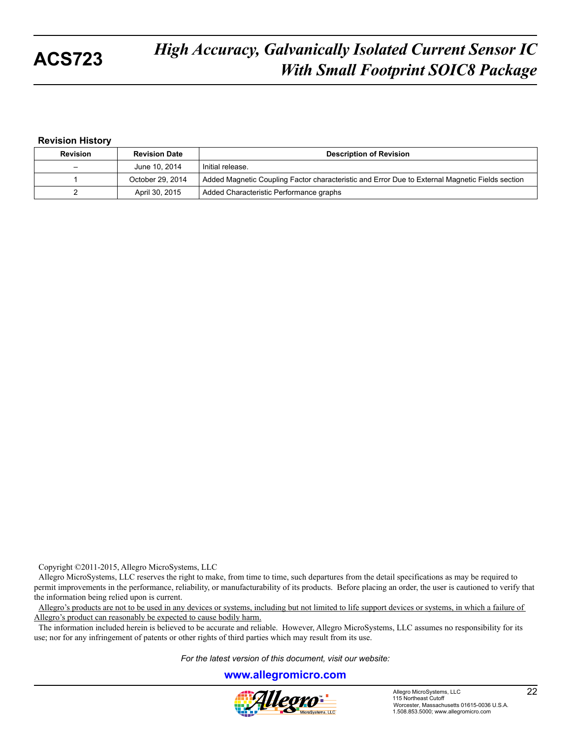### Revision History

| Revision | Revision Date | Description of Revision |
|---|---|---|
| – | June 10, 2014 | Initial release. |
| 1 | October 29, 2014 | Added Magnetic Coupling Factor characteristic and Error Due to External Magnetic Fields section |
| 2 | April 30, 2015 | Added Characteristic Performance graphs |

Copyright ©2011-2015, Allegro MicroSystems, LLC

Allegro MicroSystems, LLC reserves the right to make, from time to time, such departures from the detail specifications as may be required to permit improvements in the performance, reliability, or manufacturability of its products. Before placing an order, the user is cautioned to verify that the information being relied upon is current.

Allegro's products are not to be used in any devices or systems, including but not limited to life support devices or systems, in which a failure of Allegro's product can reasonably be expected to cause bodily harm.

The information included herein is believed to be accurate and reliable. However, Allegro MicroSystems, LLC assumes no responsibility for its use; nor for any infringement of patents or other rights of third parties which may result from its use.

*For the latest version of this document, visit our website:*

**www.allegromicro.com**